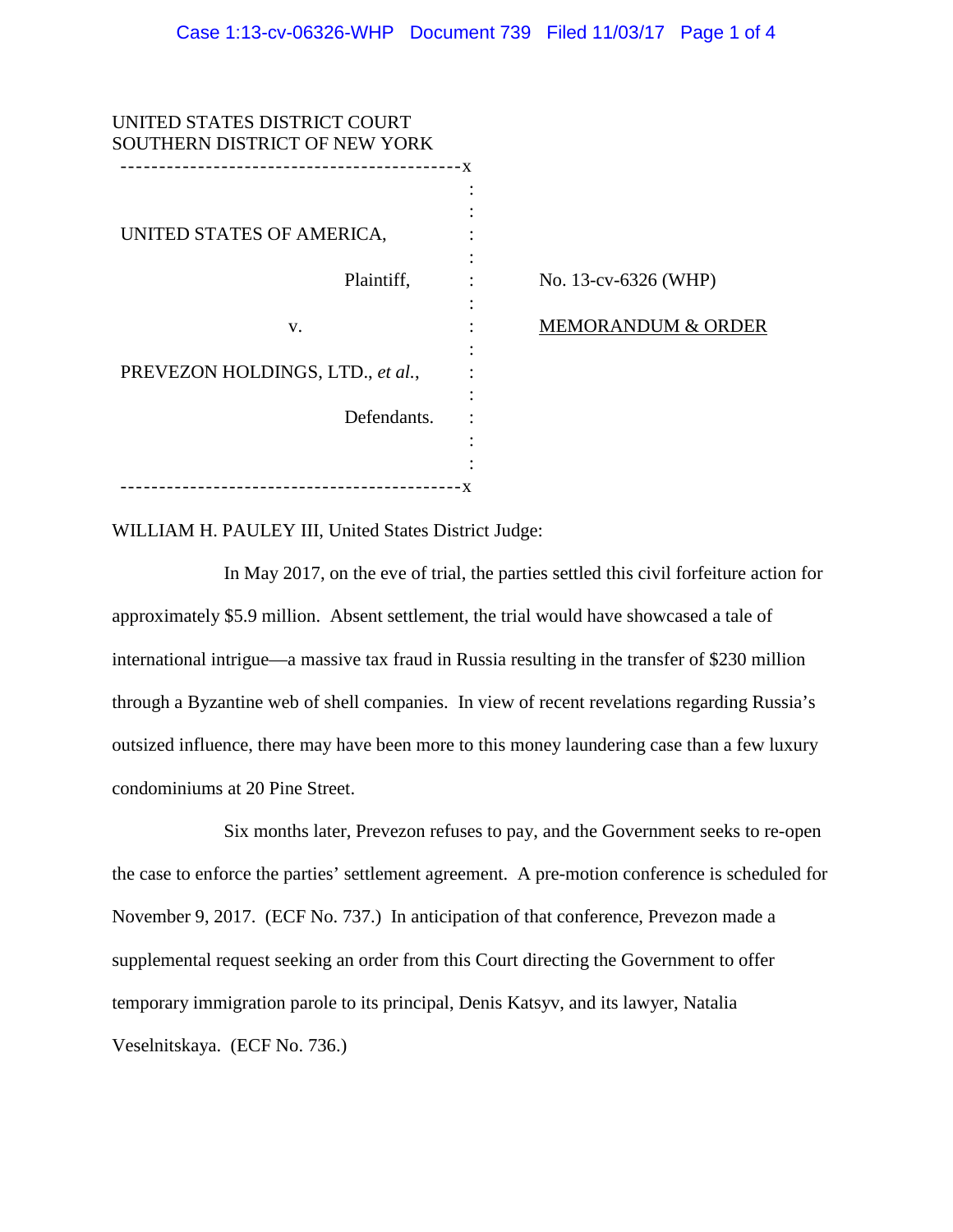UNITED STATES DISTRICT COURT
SOUTHERN DISTRICT OF NEW YORK

UNITED STATES OF AMERICA,

Plaintiff,

v.

PREVEZON HOLDINGS, LTD., *et al.*,

Defendants.

No. 13-cv-6326 (WHP)

MEMORANDUM & ORDER

WILLIAM H. PAULEY III, United States District Judge:

In May 2017, on the eve of trial, the parties settled this civil forfeiture action for approximately $5.9 million. Absent settlement, the trial would have showcased a tale of international intrigue—a massive tax fraud in Russia resulting in the transfer of $230 million through a Byzantine web of shell companies. In view of recent revelations regarding Russia's outsized influence, there may have been more to this money laundering case than a few luxury condominiums at 20 Pine Street.

Six months later, Prevezon refuses to pay, and the Government seeks to re-open the case to enforce the parties' settlement agreement. A pre-motion conference is scheduled for November 9, 2017. (ECF No. 737.) In anticipation of that conference, Prevezon made a supplemental request seeking an order from this Court directing the Government to offer temporary immigration parole to its principal, Denis Katsyv, and its lawyer, Natalia Veselnitskaya. (ECF No. 736.)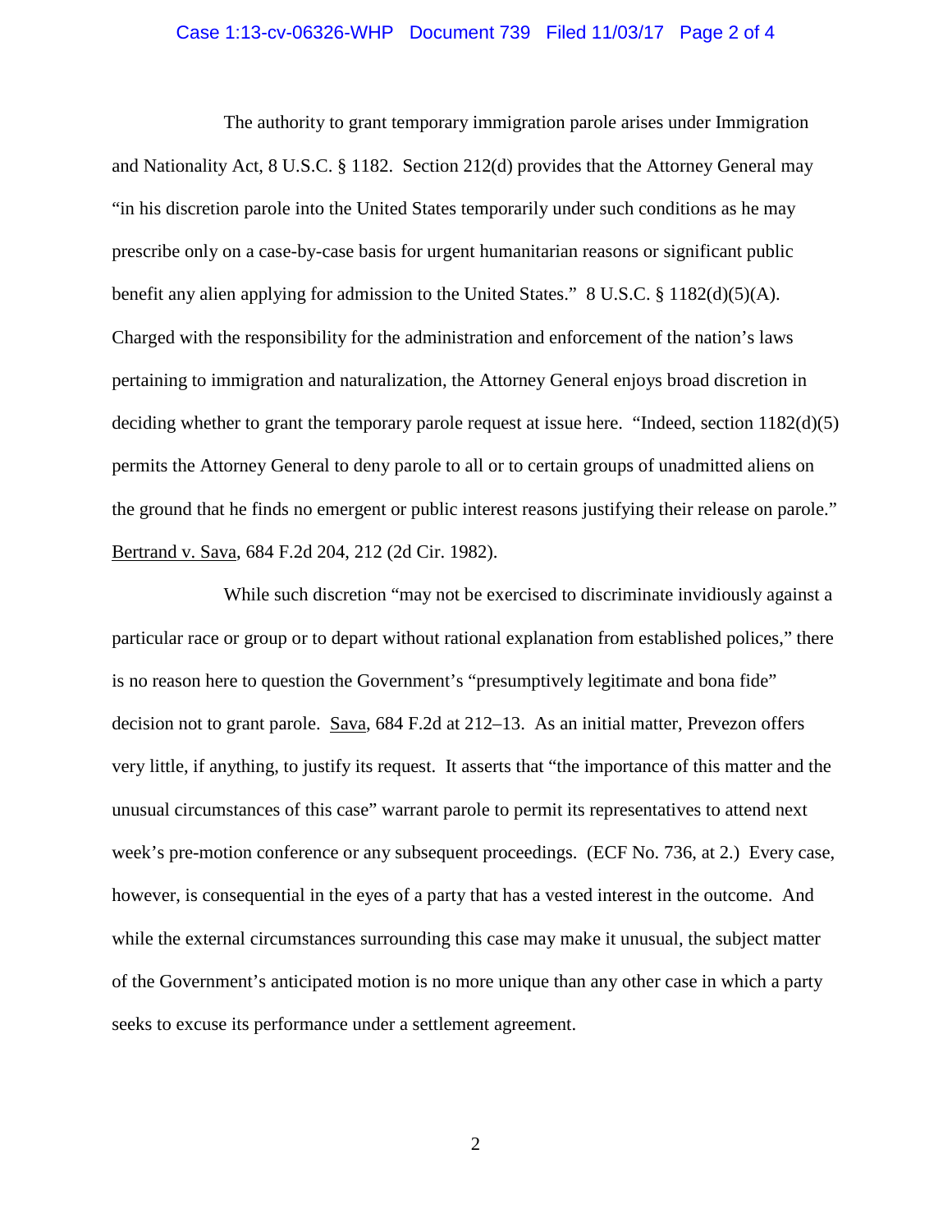The authority to grant temporary immigration parole arises under Immigration and Nationality Act, 8 U.S.C. § 1182. Section 212(d) provides that the Attorney General may "in his discretion parole into the United States temporarily under such conditions as he may prescribe only on a case-by-case basis for urgent humanitarian reasons or significant public benefit any alien applying for admission to the United States." 8 U.S.C. § 1182(d)(5)(A). Charged with the responsibility for the administration and enforcement of the nation's laws pertaining to immigration and naturalization, the Attorney General enjoys broad discretion in deciding whether to grant the temporary parole request at issue here. "Indeed, section 1182(d)(5) permits the Attorney General to deny parole to all or to certain groups of unadmitted aliens on the ground that he finds no emergent or public interest reasons justifying their release on parole." Bertrand v. Sava, 684 F.2d 204, 212 (2d Cir. 1982).

While such discretion "may not be exercised to discriminate invidiously against a particular race or group or to depart without rational explanation from established polices," there is no reason here to question the Government's "presumptively legitimate and bona fide" decision not to grant parole. Sava, 684 F.2d at 212–13. As an initial matter, Prevezon offers very little, if anything, to justify its request. It asserts that "the importance of this matter and the unusual circumstances of this case" warrant parole to permit its representatives to attend next week's pre-motion conference or any subsequent proceedings. (ECF No. 736, at 2.) Every case, however, is consequential in the eyes of a party that has a vested interest in the outcome. And while the external circumstances surrounding this case may make it unusual, the subject matter of the Government's anticipated motion is no more unique than any other case in which a party seeks to excuse its performance under a settlement agreement.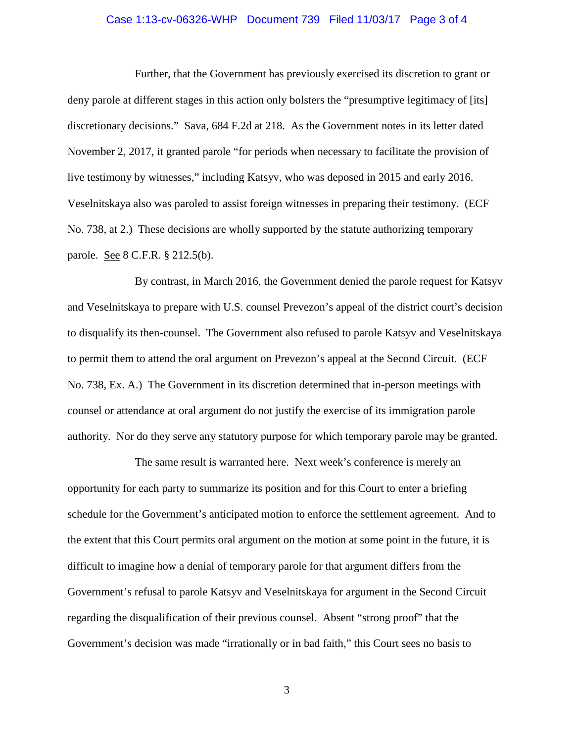Further, that the Government has previously exercised its discretion to grant or deny parole at different stages in this action only bolsters the "presumptive legitimacy of [its] discretionary decisions." Sava, 684 F.2d at 218. As the Government notes in its letter dated November 2, 2017, it granted parole "for periods when necessary to facilitate the provision of live testimony by witnesses," including Katsyv, who was deposed in 2015 and early 2016. Veselnitskaya also was paroled to assist foreign witnesses in preparing their testimony. (ECF No. 738, at 2.) These decisions are wholly supported by the statute authorizing temporary parole. See 8 C.F.R. § 212.5(b).

By contrast, in March 2016, the Government denied the parole request for Katsyv and Veselnitskaya to prepare with U.S. counsel Prevezon's appeal of the district court's decision to disqualify its then-counsel. The Government also refused to parole Katsyv and Veselnitskaya to permit them to attend the oral argument on Prevezon's appeal at the Second Circuit. (ECF No. 738, Ex. A.) The Government in its discretion determined that in-person meetings with counsel or attendance at oral argument do not justify the exercise of its immigration parole authority. Nor do they serve any statutory purpose for which temporary parole may be granted.

The same result is warranted here. Next week's conference is merely an opportunity for each party to summarize its position and for this Court to enter a briefing schedule for the Government's anticipated motion to enforce the settlement agreement. And to the extent that this Court permits oral argument on the motion at some point in the future, it is difficult to imagine how a denial of temporary parole for that argument differs from the Government's refusal to parole Katsyv and Veselnitskaya for argument in the Second Circuit regarding the disqualification of their previous counsel. Absent "strong proof" that the Government's decision was made "irrationally or in bad faith," this Court sees no basis to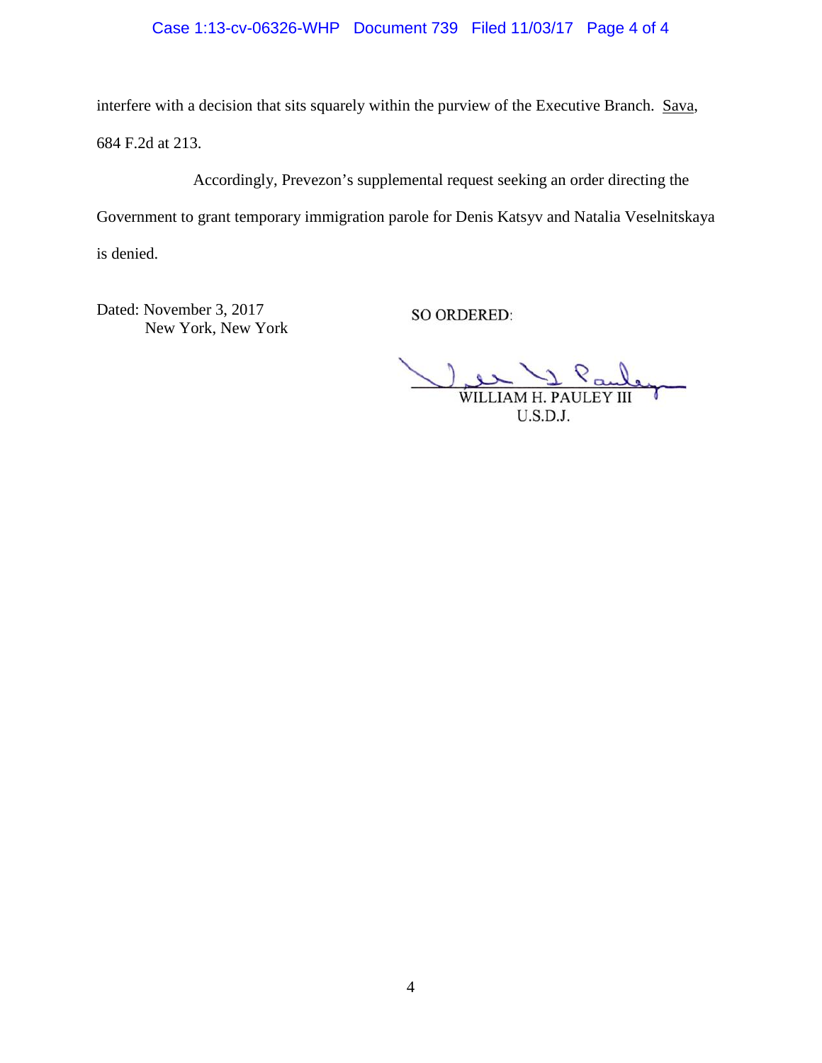interfere with a decision that sits squarely within the purview of the Executive Branch. Sava, 684 F.2d at 213.

Accordingly, Prevezon's supplemental request seeking an order directing the Government to grant temporary immigration parole for Denis Katsyv and Natalia Veselnitskaya is denied.

Dated: November 3, 2017
New York, New York

SO ORDERED:

WILLIAM H. PAULEY III
U.S.D.J.